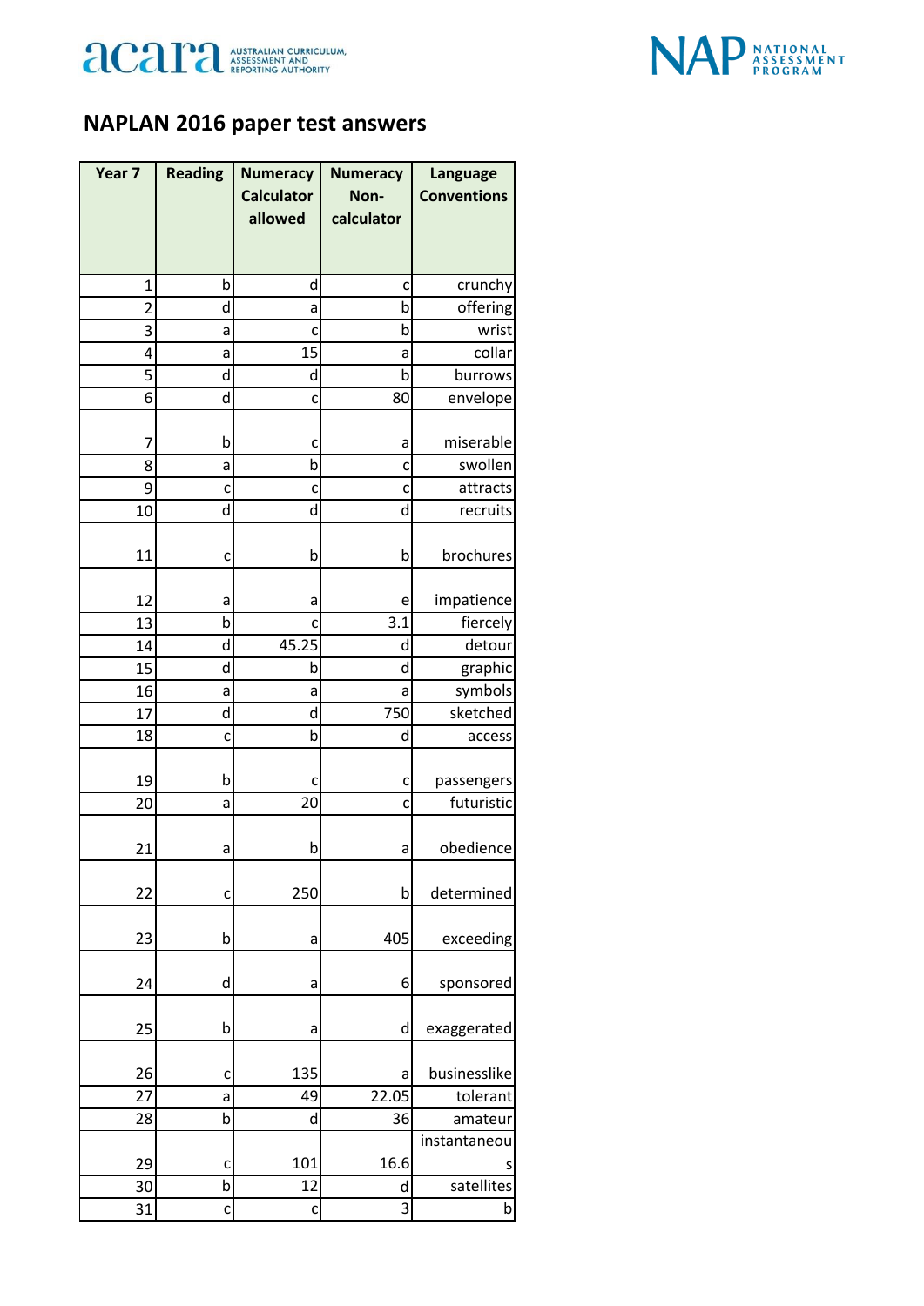# NAPLAN 2016 paper test answers

| Year 7 | Reading | Numeracy Calculator allowed | Numeracy Non-calculator | Language Conventions |
|---|---|---|---|---|
| 1 | b | d | c | crunchy |
| 2 | d | a | b | offering |
| 3 | a | c | b | wrist |
| 4 | a | 15 | a | collar |
| 5 | d | d | b | burrows |
| 6 | d | c | 80 | envelope |
| 7 | b | c | a | miserable |
| 8 | a | b | c | swollen |
| 9 | c | c | c | attracts |
| 10 | d | d | d | recruits |
| 11 | c | b | b | brochures |
| 12 | a | a | e | impatience |
| 13 | b | c | 3.1 | fiercely |
| 14 | d | 45.25 | d | detour |
| 15 | d | b | d | graphic |
| 16 | a | a | a | symbols |
| 17 | d | d | 750 | sketched |
| 18 | c | b | d | access |
| 19 | b | c | c | passengers |
| 20 | a | 20 | c | futuristic |
| 21 | a | b | a | obedience |
| 22 | c | 250 | b | determined |
| 23 | b | a | 405 | exceeding |
| 24 | d | a | 6 | sponsored |
| 25 | b | a | d | exaggerated |
| 26 | c | 135 | a | businesslike |
| 27 | a | 49 | 22.05 | tolerant |
| 28 | b | d | 36 | amateur |
| 29 | c | 101 | 16.6 | instantaneous |
| 30 | b | 12 | d | satellites |
| 31 | c | c | 3 | b |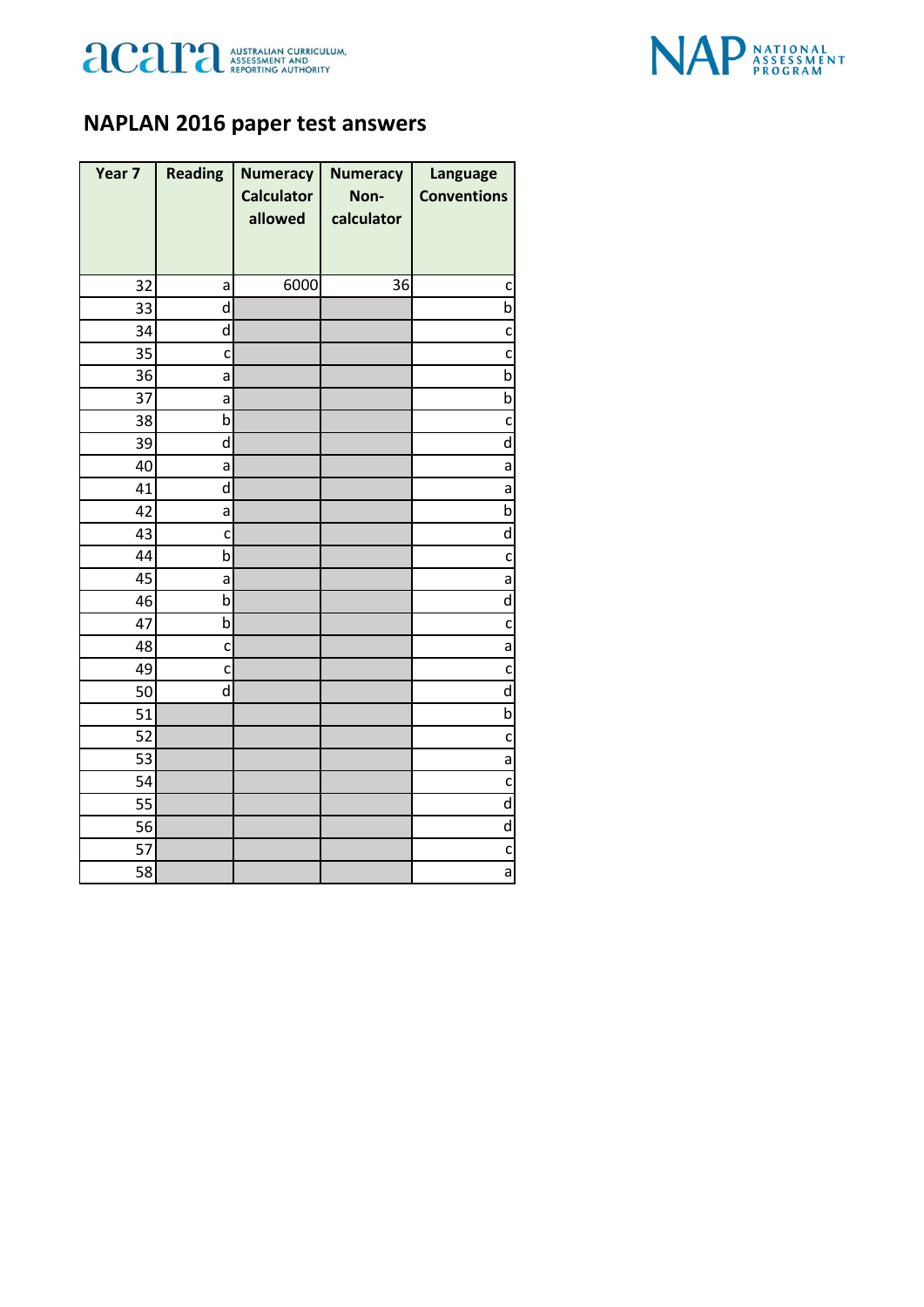## NAPLAN 2016 paper test answers

| Year 7 | Reading | Numeracy Calculator allowed | Numeracy Non-calculator | Language Conventions |
|---|---|---|---|---|
| 32 | a | 6000 | 36 | c |
| 33 | d | | | b |
| 34 | d | | | c |
| 35 | c | | | c |
| 36 | a | | | b |
| 37 | a | | | b |
| 38 | b | | | c |
| 39 | d | | | d |
| 40 | a | | | a |
| 41 | d | | | a |
| 42 | a | | | b |
| 43 | c | | | d |
| 44 | b | | | c |
| 45 | a | | | a |
| 46 | b | | | d |
| 47 | b | | | c |
| 48 | c | | | a |
| 49 | c | | | c |
| 50 | d | | | d |
| 51 | | | | b |
| 52 | | | | c |
| 53 | | | | a |
| 54 | | | | c |
| 55 | | | | d |
| 56 | | | | d |
| 57 | | | | c |
| 58 | | | | a |